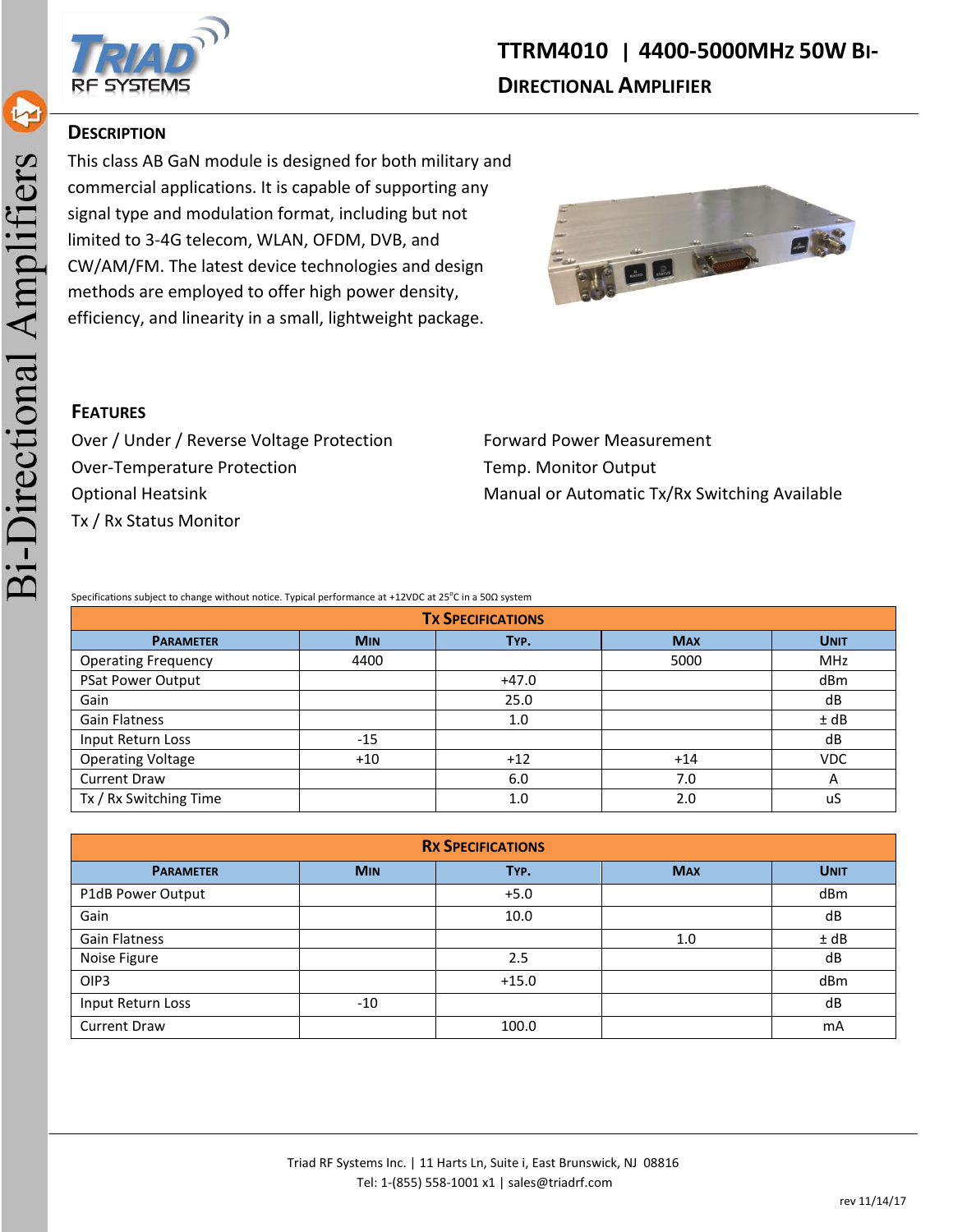# TTRM4010 | 4400-5000MHz 50W Bi-Directional Amplifier

## Description

This class AB GaN module is designed for both military and commercial applications. It is capable of supporting any signal type and modulation format, including but not limited to 3-4G telecom, WLAN, OFDM, DVB, and CW/AM/FM. The latest device technologies and design methods are employed to offer high power density, efficiency, and linearity in a small, lightweight package.

## Features

- Over / Under / Reverse Voltage Protection
- Over-Temperature Protection
- Optional Heatsink
- Tx / Rx Status Monitor
- Forward Power Measurement
- Temp. Monitor Output
- Manual or Automatic Tx/Rx Switching Available

Specifications subject to change without notice. Typical performance at +12VDC at 25°C in a 50Ω system

| Tx Specifications | | | | |
|---|---|---|---|---|
| **Parameter** | **Min** | **Typ.** | **Max** | **Unit** |
| Operating Frequency | 4400 | | 5000 | MHz |
| PSat Power Output | | +47.0 | | dBm |
| Gain | | 25.0 | | dB |
| Gain Flatness | | 1.0 | | ± dB |
| Input Return Loss | -15 | | | dB |
| Operating Voltage | +10 | +12 | +14 | VDC |
| Current Draw | | 6.0 | 7.0 | A |
| Tx / Rx Switching Time | | 1.0 | 2.0 | uS |

| Rx Specifications | | | | |
|---|---|---|---|---|
| **Parameter** | **Min** | **Typ.** | **Max** | **Unit** |
| P1dB Power Output | | +5.0 | | dBm |
| Gain | | 10.0 | | dB |
| Gain Flatness | | | 1.0 | ± dB |
| Noise Figure | | 2.5 | | dB |
| OIP3 | | +15.0 | | dBm |
| Input Return Loss | -10 | | | dB |
| Current Draw | | 100.0 | | mA |

Triad RF Systems Inc. | 11 Harts Ln, Suite i, East Brunswick, NJ 08816
Tel: 1-(855) 558-1001 x1 | sales@triadrf.com

rev 11/14/17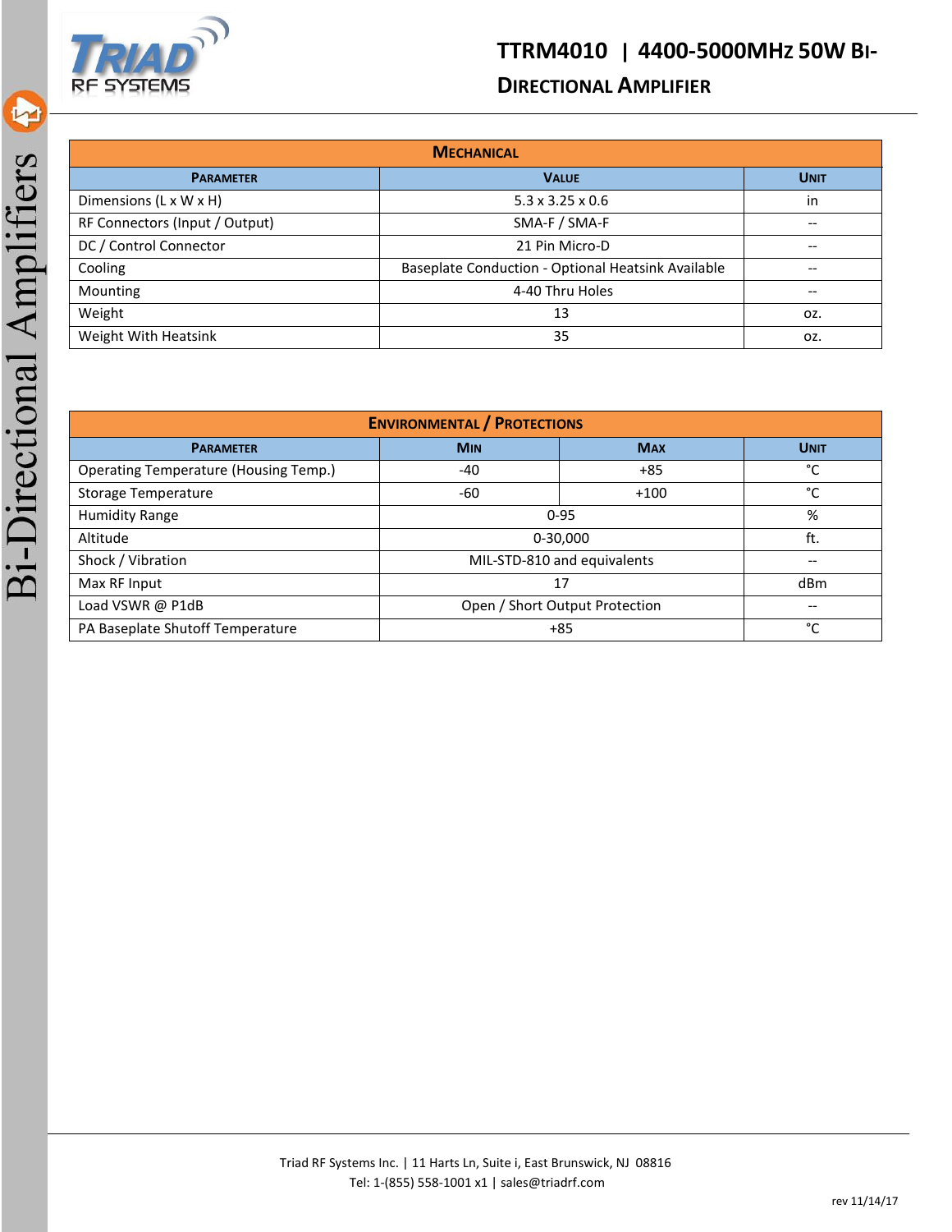## Mechanical

| Parameter | Value | Unit |
|---|---|---|
| Dimensions (L x W x H) | 5.3 x 3.25 x 0.6 | in |
| RF Connectors (Input / Output) | SMA-F / SMA-F | -- |
| DC / Control Connector | 21 Pin Micro-D | -- |
| Cooling | Baseplate Conduction - Optional Heatsink Available | -- |
| Mounting | 4-40 Thru Holes | -- |
| Weight | 13 | oz. |
| Weight With Heatsink | 35 | oz. |

## Environmental / Protections

| Parameter | Min | Max | Unit |
|---|---|---|---|
| Operating Temperature (Housing Temp.) | -40 | +85 | °C |
| Storage Temperature | -60 | +100 | °C |
| Humidity Range | 0-95 | | % |
| Altitude | 0-30,000 | | ft. |
| Shock / Vibration | MIL-STD-810 and equivalents | | -- |
| Max RF Input | 17 | | dBm |
| Load VSWR @ P1dB | Open / Short Output Protection | | -- |
| PA Baseplate Shutoff Temperature | +85 | | °C |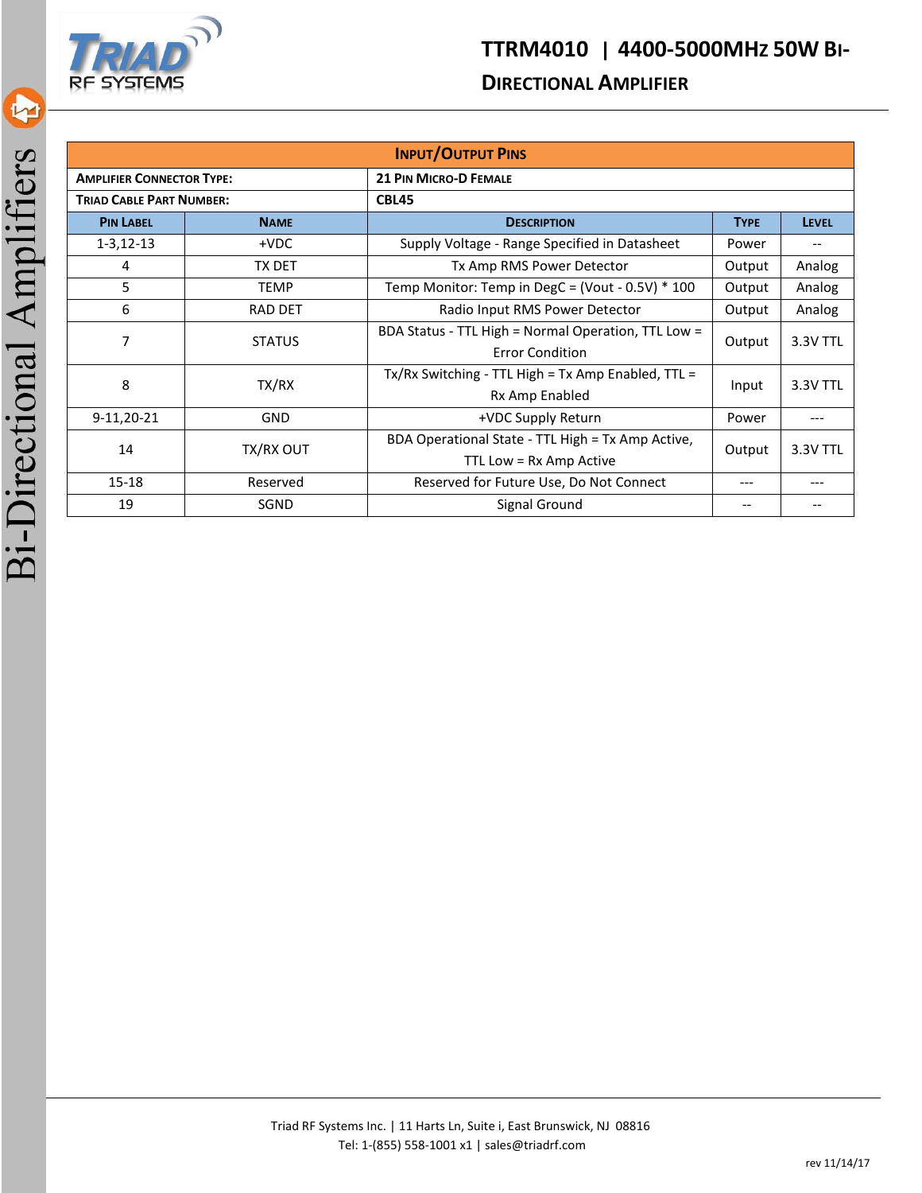| Input/Output Pins | | | | |
|---|---|---|---|---|
| **Amplifier Connector Type:** | **21 Pin Micro-D Female** | | | |
| **Triad Cable Part Number:** | **CBL45** | | | |
| **Pin Label** | **Name** | **Description** | **Type** | **Level** |
| 1-3,12-13 | +VDC | Supply Voltage - Range Specified in Datasheet | Power | -- |
| 4 | TX DET | Tx Amp RMS Power Detector | Output | Analog |
| 5 | TEMP | Temp Monitor: Temp in DegC = (Vout - 0.5V) * 100 | Output | Analog |
| 6 | RAD DET | Radio Input RMS Power Detector | Output | Analog |
| 7 | STATUS | BDA Status - TTL High = Normal Operation, TTL Low = Error Condition | Output | 3.3V TTL |
| 8 | TX/RX | Tx/Rx Switching - TTL High = Tx Amp Enabled, TTL = Rx Amp Enabled | Input | 3.3V TTL |
| 9-11,20-21 | GND | +VDC Supply Return | Power | --- |
| 14 | TX/RX OUT | BDA Operational State - TTL High = Tx Amp Active, TTL Low = Rx Amp Active | Output | 3.3V TTL |
| 15-18 | Reserved | Reserved for Future Use, Do Not Connect | --- | --- |
| 19 | SGND | Signal Ground | -- | -- |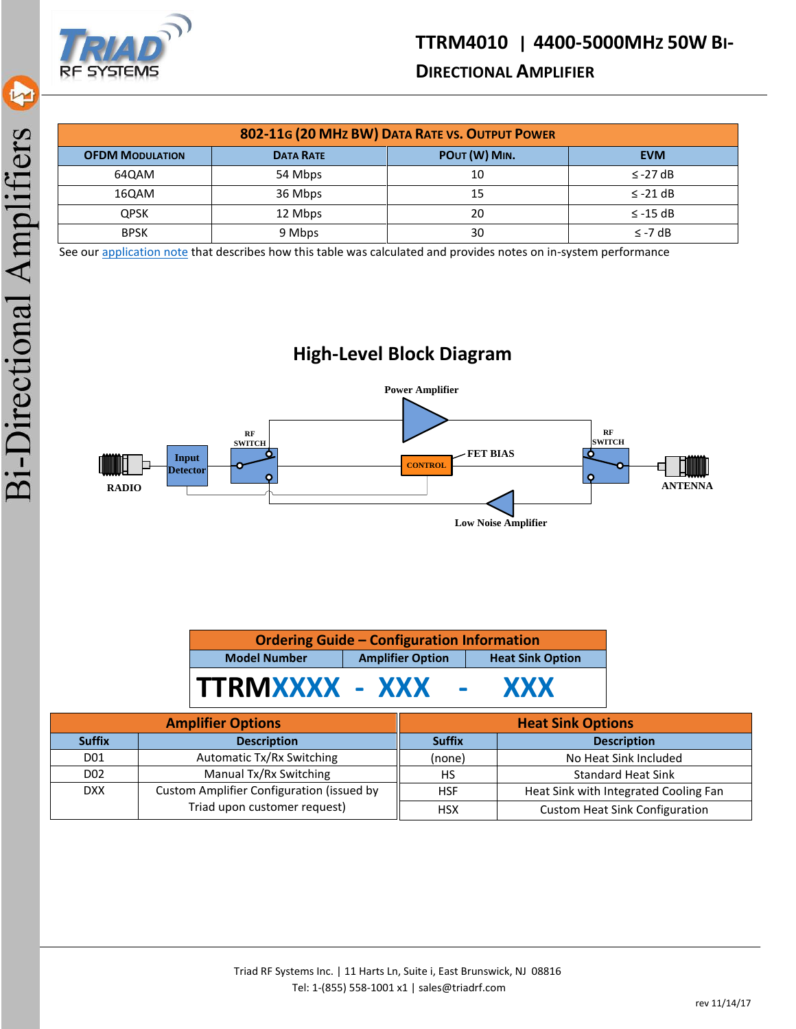## 802-11G (20 MHz BW) Data Rate vs. Output Power

| OFDM Modulation | Data Rate | POut (W) Min. | EVM |
|---|---|---|---|
| 64QAM | 54 Mbps | 10 | ≤ -27 dB |
| 16QAM | 36 Mbps | 15 | ≤ -21 dB |
| QPSK | 12 Mbps | 20 | ≤ -15 dB |
| BPSK | 9 Mbps | 30 | ≤ -7 dB |

See our application note that describes how this table was calculated and provides notes on in-system performance

## High-Level Block Diagram

Power Amplifier

RF SWITCH

Input Detector

CONTROL

FET BIAS

RF SWITCH

RADIO

ANTENNA

Low Noise Amplifier

## Ordering Guide – Configuration Information

| Model Number | Amplifier Option | Heat Sink Option |
|---|---|---|
| TTRMXXXX | - XXX | - XXX |

### Amplifier Options

| Suffix | Description |
|---|---|
| D01 | Automatic Tx/Rx Switching |
| D02 | Manual Tx/Rx Switching |
| DXX | Custom Amplifier Configuration (issued by Triad upon customer request) |

### Heat Sink Options

| Suffix | Description |
|---|---|
| (none) | No Heat Sink Included |
| HS | Standard Heat Sink |
| HSF | Heat Sink with Integrated Cooling Fan |
| HSX | Custom Heat Sink Configuration |

Triad RF Systems Inc. | 11 Harts Ln, Suite i, East Brunswick, NJ 08816
Tel: 1-(855) 558-1001 x1 | sales@triadrf.com

rev 11/14/17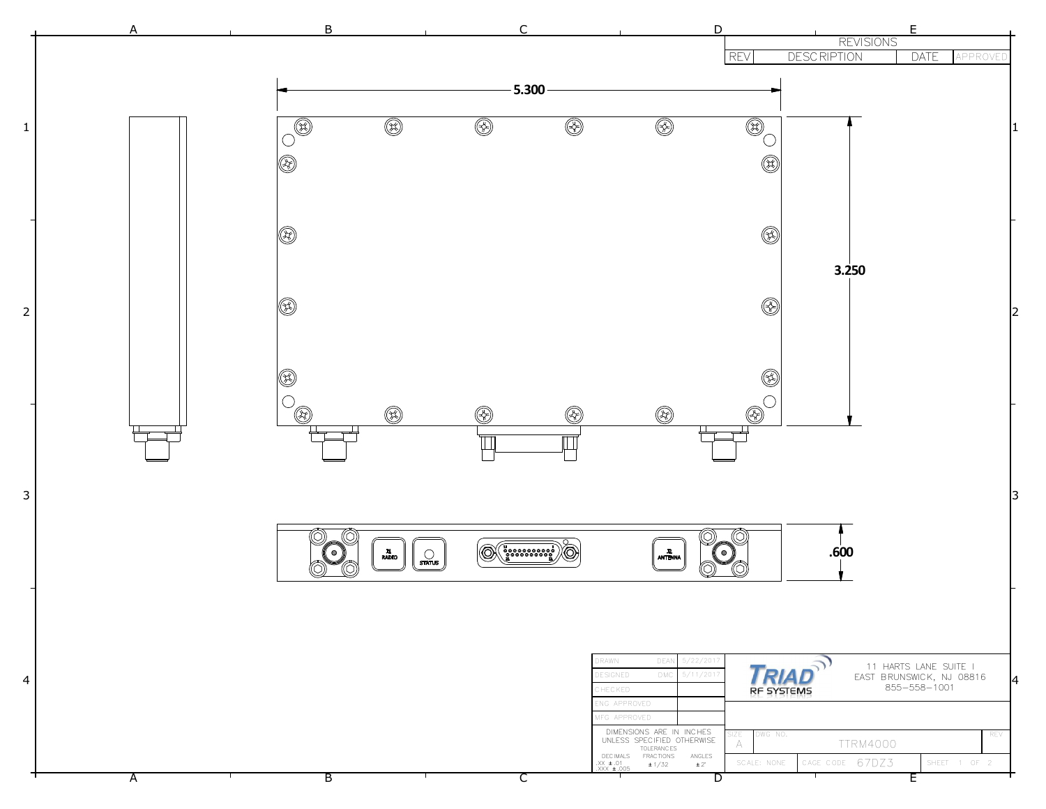REVISIONS

| REV | DESCRIPTION | DATE | APPROVED |
|---|---|---|---|

5.300

3.250

.600

X1 RADIO

STATUS

X2 ANTENNA

| | | |
|---|---|---|
| DRAWN | DEAN | 5/22/2017 |
| DESIGNED | DMC | 5/11/2017 |
| CHECKED | | |
| ENG APPROVED | | |
| MFG APPROVED | | |

DIMENSIONS ARE IN INCHES UNLESS SPECIFIED OTHERWISE

TOLERANCES

| DECIMALS | FRACTIONS | ANGLES |
|---|---|---|
| .XX ±.01 .XXX ±.005 | ±1/32 | ±2° |

TRIAD RF SYSTEMS

11 HARTS LANE SUITE I
EAST BRUNSWICK, NJ 08816
855-558-1001

| SIZE | DWG NO. | REV |
|---|---|---|
| A | TTRM4000 | |

SCALE: NONE | CAGE CODE 67DZ3 | SHEET 1 OF 2